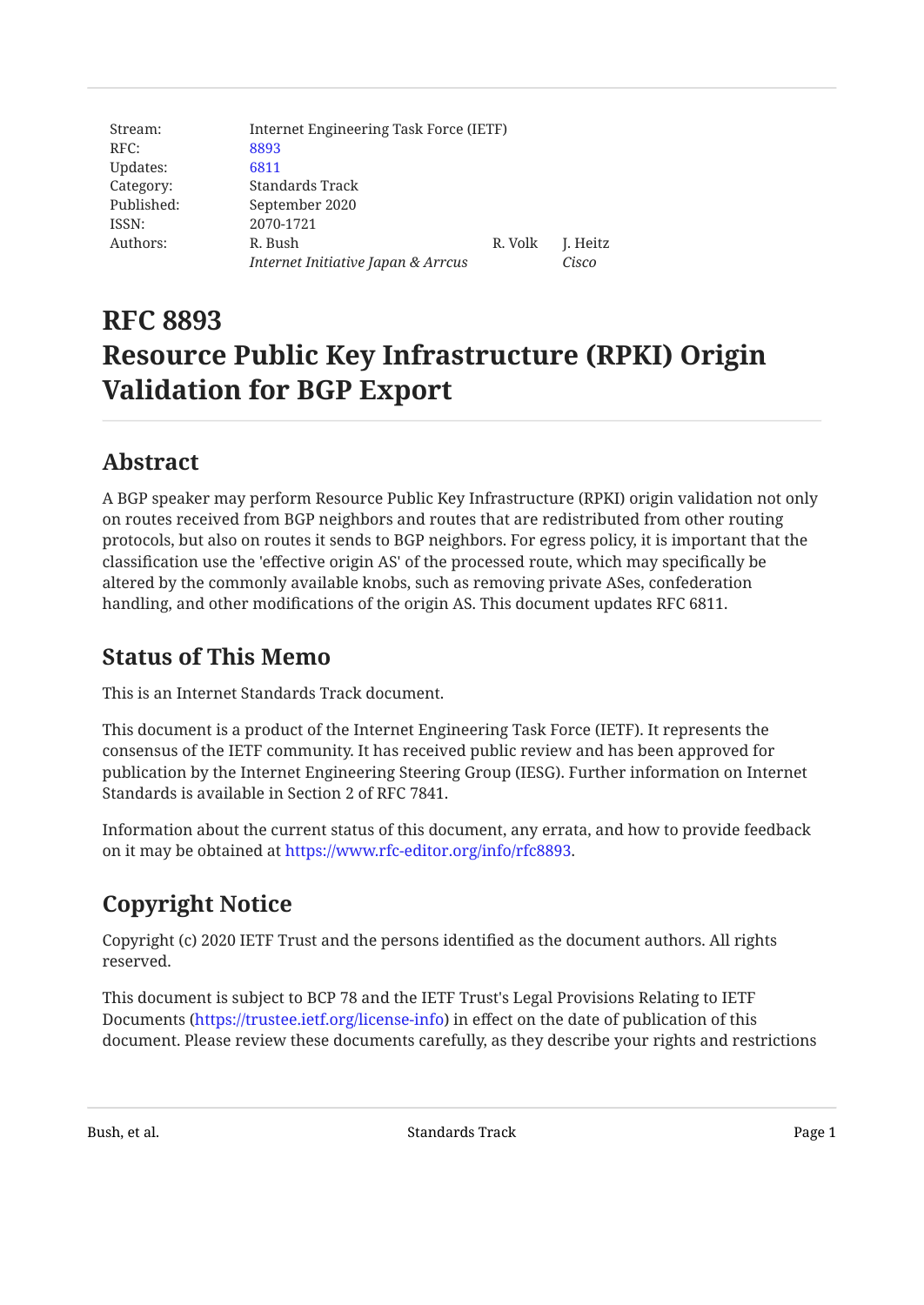| Stream: | Internet Engineering Task Force (IETF) | | |
|---|---|---|---|
| RFC: | 8893 | | |
| Updates: | 6811 | | |
| Category: | Standards Track | | |
| Published: | September 2020 | | |
| ISSN: | 2070-1721 | | |
| Authors: | R. Bush | R. Volk | J. Heitz |
| | *Internet Initiative Japan & Arrcus* | | *Cisco* |

# RFC 8893 Resource Public Key Infrastructure (RPKI) Origin Validation for BGP Export

## Abstract

A BGP speaker may perform Resource Public Key Infrastructure (RPKI) origin validation not only on routes received from BGP neighbors and routes that are redistributed from other routing protocols, but also on routes it sends to BGP neighbors. For egress policy, it is important that the classification use the 'effective origin AS' of the processed route, which may specifically be altered by the commonly available knobs, such as removing private ASes, confederation handling, and other modifications of the origin AS. This document updates RFC 6811.

## Status of This Memo

This is an Internet Standards Track document.

This document is a product of the Internet Engineering Task Force (IETF). It represents the consensus of the IETF community. It has received public review and has been approved for publication by the Internet Engineering Steering Group (IESG). Further information on Internet Standards is available in Section 2 of RFC 7841.

Information about the current status of this document, any errata, and how to provide feedback on it may be obtained at https://www.rfc-editor.org/info/rfc8893.

## Copyright Notice

Copyright (c) 2020 IETF Trust and the persons identified as the document authors. All rights reserved.

This document is subject to BCP 78 and the IETF Trust's Legal Provisions Relating to IETF Documents (https://trustee.ietf.org/license-info) in effect on the date of publication of this document. Please review these documents carefully, as they describe your rights and restrictions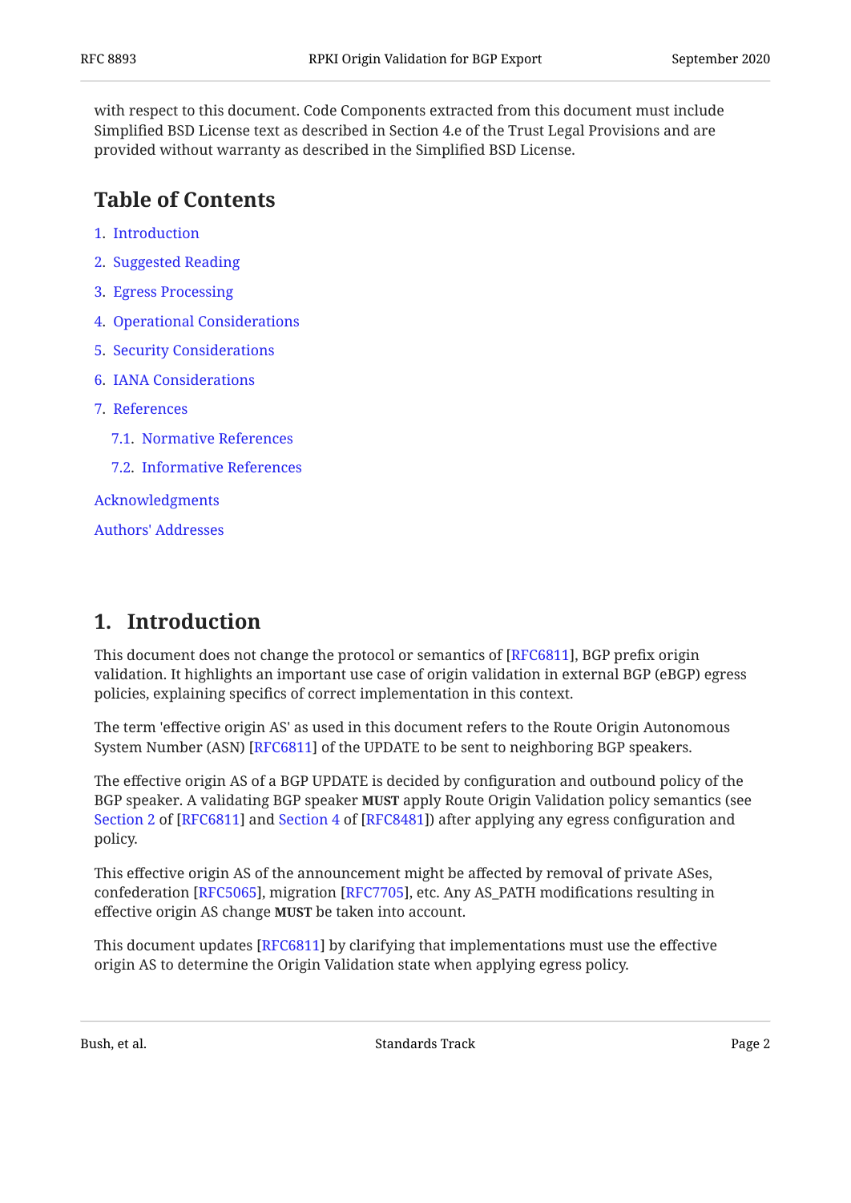with respect to this document. Code Components extracted from this document must include Simplified BSD License text as described in Section 4.e of the Trust Legal Provisions and are provided without warranty as described in the Simplified BSD License.

## Table of Contents

1. Introduction
2. Suggested Reading
3. Egress Processing
4. Operational Considerations
5. Security Considerations
6. IANA Considerations
7. References
   - 7.1. Normative References
   - 7.2. Informative References

Acknowledgments

Authors' Addresses

## 1. Introduction

This document does not change the protocol or semantics of [RFC6811], BGP prefix origin validation. It highlights an important use case of origin validation in external BGP (eBGP) egress policies, explaining specifics of correct implementation in this context.

The term 'effective origin AS' as used in this document refers to the Route Origin Autonomous System Number (ASN) [RFC6811] of the UPDATE to be sent to neighboring BGP speakers.

The effective origin AS of a BGP UPDATE is decided by configuration and outbound policy of the BGP speaker. A validating BGP speaker **MUST** apply Route Origin Validation policy semantics (see Section 2 of [RFC6811] and Section 4 of [RFC8481]) after applying any egress configuration and policy.

This effective origin AS of the announcement might be affected by removal of private ASes, confederation [RFC5065], migration [RFC7705], etc. Any AS_PATH modifications resulting in effective origin AS change **MUST** be taken into account.

This document updates [RFC6811] by clarifying that implementations must use the effective origin AS to determine the Origin Validation state when applying egress policy.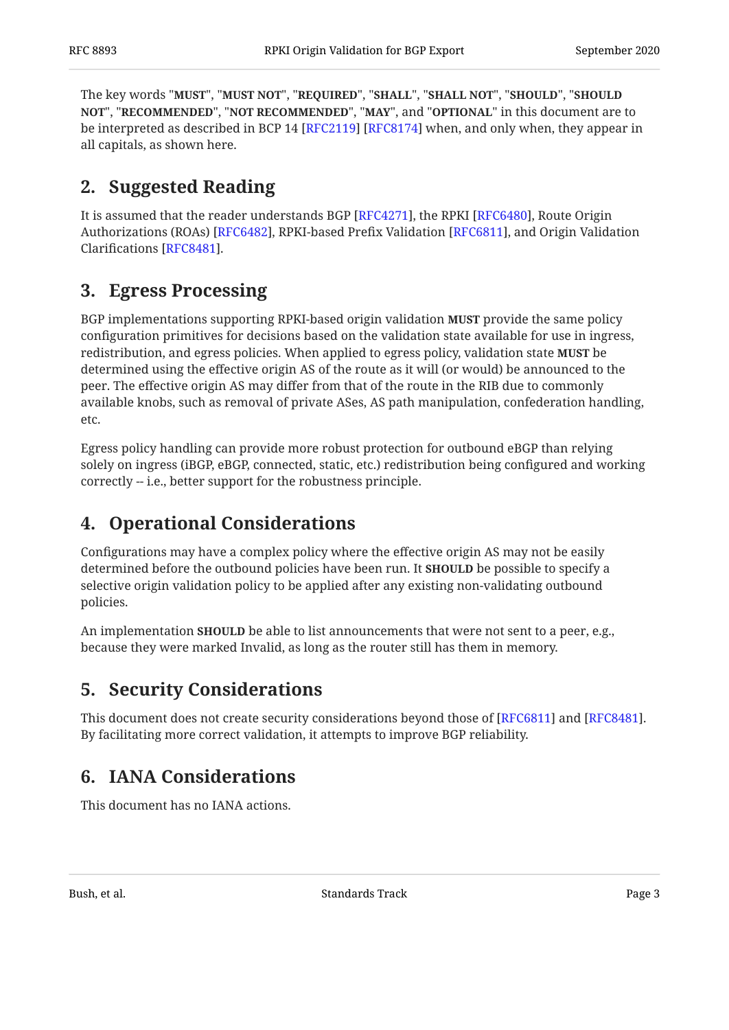The key words "**MUST**", "**MUST NOT**", "**REQUIRED**", "**SHALL**", "**SHALL NOT**", "**SHOULD**", "**SHOULD NOT**", "**RECOMMENDED**", "**NOT RECOMMENDED**", "**MAY**", and "**OPTIONAL**" in this document are to be interpreted as described in BCP 14 [RFC2119] [RFC8174] when, and only when, they appear in all capitals, as shown here.

## 2. Suggested Reading

It is assumed that the reader understands BGP [RFC4271], the RPKI [RFC6480], Route Origin Authorizations (ROAs) [RFC6482], RPKI-based Prefix Validation [RFC6811], and Origin Validation Clarifications [RFC8481].

## 3. Egress Processing

BGP implementations supporting RPKI-based origin validation **MUST** provide the same policy configuration primitives for decisions based on the validation state available for use in ingress, redistribution, and egress policies. When applied to egress policy, validation state **MUST** be determined using the effective origin AS of the route as it will (or would) be announced to the peer. The effective origin AS may differ from that of the route in the RIB due to commonly available knobs, such as removal of private ASes, AS path manipulation, confederation handling, etc.

Egress policy handling can provide more robust protection for outbound eBGP than relying solely on ingress (iBGP, eBGP, connected, static, etc.) redistribution being configured and working correctly -- i.e., better support for the robustness principle.

## 4. Operational Considerations

Configurations may have a complex policy where the effective origin AS may not be easily determined before the outbound policies have been run. It **SHOULD** be possible to specify a selective origin validation policy to be applied after any existing non-validating outbound policies.

An implementation **SHOULD** be able to list announcements that were not sent to a peer, e.g., because they were marked Invalid, as long as the router still has them in memory.

## 5. Security Considerations

This document does not create security considerations beyond those of [RFC6811] and [RFC8481]. By facilitating more correct validation, it attempts to improve BGP reliability.

## 6. IANA Considerations

This document has no IANA actions.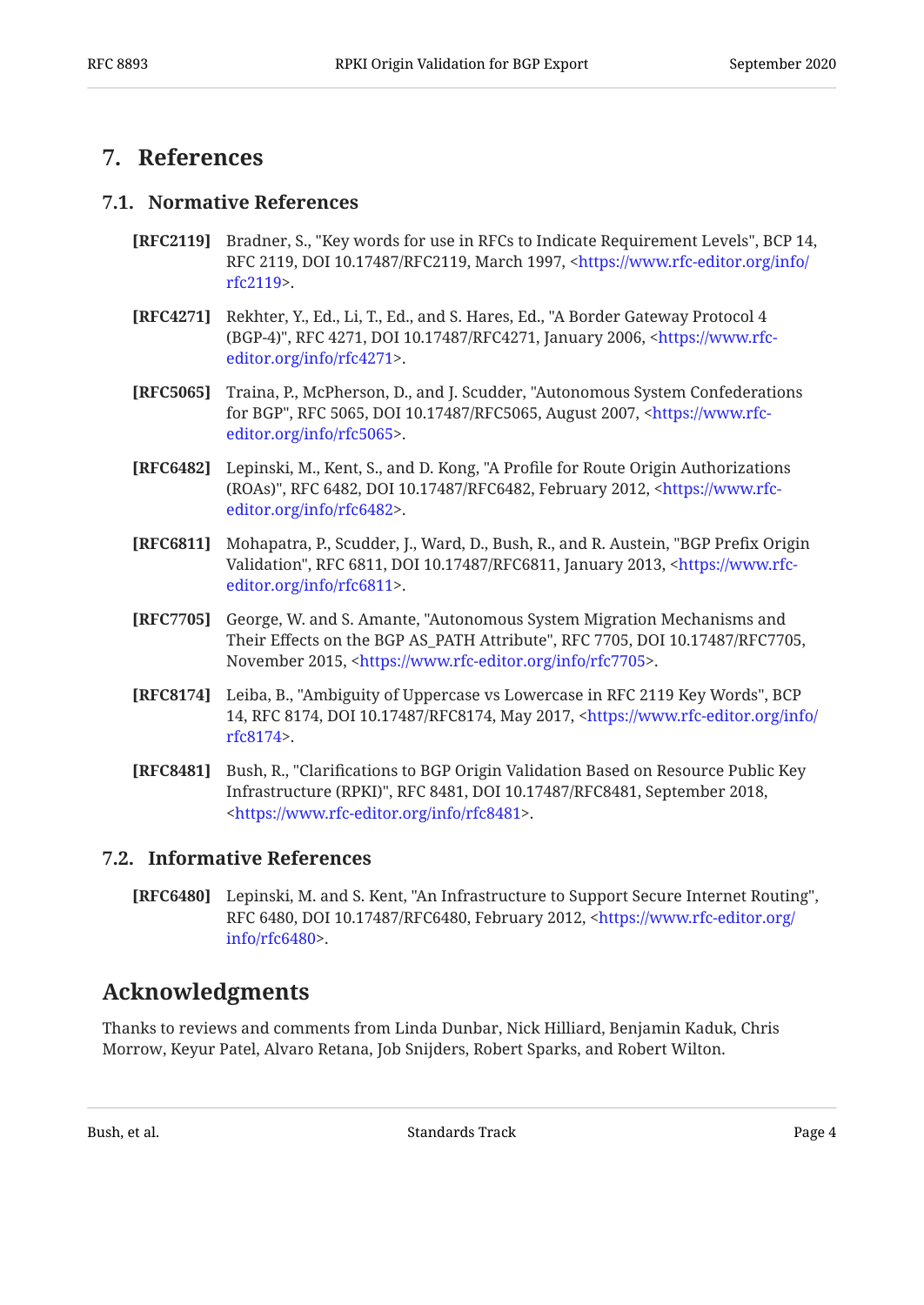## 7. References

### 7.1. Normative References

**[RFC2119]** Bradner, S., "Key words for use in RFCs to Indicate Requirement Levels", BCP 14, RFC 2119, DOI 10.17487/RFC2119, March 1997, <https://www.rfc-editor.org/info/rfc2119>.

**[RFC4271]** Rekhter, Y., Ed., Li, T., Ed., and S. Hares, Ed., "A Border Gateway Protocol 4 (BGP-4)", RFC 4271, DOI 10.17487/RFC4271, January 2006, <https://www.rfc-editor.org/info/rfc4271>.

**[RFC5065]** Traina, P., McPherson, D., and J. Scudder, "Autonomous System Confederations for BGP", RFC 5065, DOI 10.17487/RFC5065, August 2007, <https://www.rfc-editor.org/info/rfc5065>.

**[RFC6482]** Lepinski, M., Kent, S., and D. Kong, "A Profile for Route Origin Authorizations (ROAs)", RFC 6482, DOI 10.17487/RFC6482, February 2012, <https://www.rfc-editor.org/info/rfc6482>.

**[RFC6811]** Mohapatra, P., Scudder, J., Ward, D., Bush, R., and R. Austein, "BGP Prefix Origin Validation", RFC 6811, DOI 10.17487/RFC6811, January 2013, <https://www.rfc-editor.org/info/rfc6811>.

**[RFC7705]** George, W. and S. Amante, "Autonomous System Migration Mechanisms and Their Effects on the BGP AS_PATH Attribute", RFC 7705, DOI 10.17487/RFC7705, November 2015, <https://www.rfc-editor.org/info/rfc7705>.

**[RFC8174]** Leiba, B., "Ambiguity of Uppercase vs Lowercase in RFC 2119 Key Words", BCP 14, RFC 8174, DOI 10.17487/RFC8174, May 2017, <https://www.rfc-editor.org/info/rfc8174>.

**[RFC8481]** Bush, R., "Clarifications to BGP Origin Validation Based on Resource Public Key Infrastructure (RPKI)", RFC 8481, DOI 10.17487/RFC8481, September 2018, <https://www.rfc-editor.org/info/rfc8481>.

### 7.2. Informative References

**[RFC6480]** Lepinski, M. and S. Kent, "An Infrastructure to Support Secure Internet Routing", RFC 6480, DOI 10.17487/RFC6480, February 2012, <https://www.rfc-editor.org/info/rfc6480>.

## Acknowledgments

Thanks to reviews and comments from Linda Dunbar, Nick Hilliard, Benjamin Kaduk, Chris Morrow, Keyur Patel, Alvaro Retana, Job Snijders, Robert Sparks, and Robert Wilton.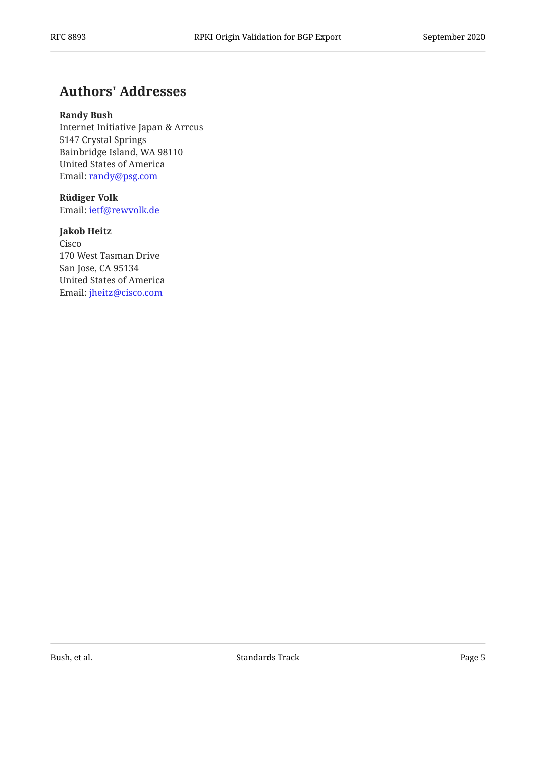## Authors' Addresses

**Randy Bush**
Internet Initiative Japan & Arrcus
5147 Crystal Springs
Bainbridge Island, WA 98110
United States of America
Email: randy@psg.com

**Rüdiger Volk**
Email: ietf@rewvolk.de

**Jakob Heitz**
Cisco
170 West Tasman Drive
San Jose, CA 95134
United States of America
Email: jheitz@cisco.com